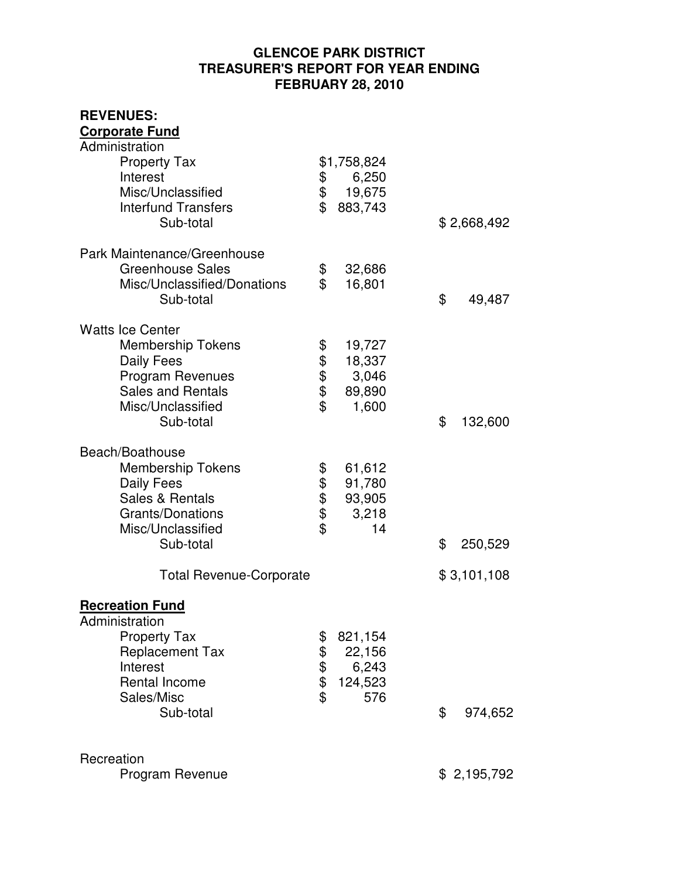# GLENCOE PARK DISTRICT
## TREASURER'S REPORT FOR YEAR ENDING
## FEBRUARY 28, 2010

**REVENUES:**

**Corporate Fund**

| | | |
|---|---|---|
| **Administration** | | |
| Property Tax | $1,758,824 | |
| Interest | $ 6,250 | |
| Misc/Unclassified | $ 19,675 | |
| Interfund Transfers | $ 883,743 | |
| Sub-total | | $ 2,668,492 |
| | | |
| **Park Maintenance/Greenhouse** | | |
| Greenhouse Sales | $ 32,686 | |
| Misc/Unclassified/Donations | $ 16,801 | |
| Sub-total | | $ 49,487 |
| | | |
| **Watts Ice Center** | | |
| Membership Tokens | $ 19,727 | |
| Daily Fees | $ 18,337 | |
| Program Revenues | $ 3,046 | |
| Sales and Rentals | $ 89,890 | |
| Misc/Unclassified | $ 1,600 | |
| Sub-total | | $ 132,600 |
| | | |
| **Beach/Boathouse** | | |
| Membership Tokens | $ 61,612 | |
| Daily Fees | $ 91,780 | |
| Sales & Rentals | $ 93,905 | |
| Grants/Donations | $ 3,218 | |
| Misc/Unclassified | $ 14 | |
| Sub-total | | $ 250,529 |
| | | |
| Total Revenue-Corporate | | $ 3,101,108 |

**Recreation Fund**

| | | |
|---|---|---|
| **Administration** | | |
| Property Tax | $ 821,154 | |
| Replacement Tax | $ 22,156 | |
| Interest | $ 6,243 | |
| Rental Income | $ 124,523 | |
| Sales/Misc | $ 576 | |
| Sub-total | | $ 974,652 |
| | | |
| **Recreation** | | |
| Program Revenue | | $ 2,195,792 |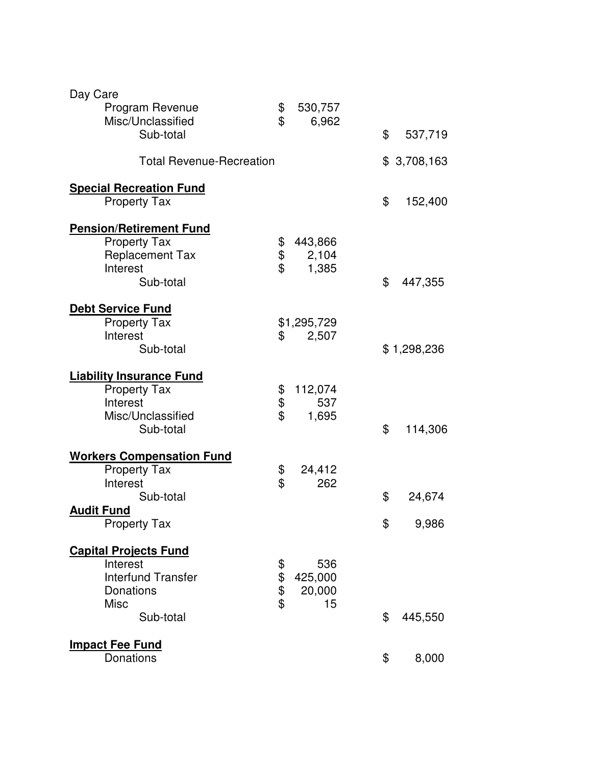| | | |
|---|---|---|
| Day Care | | |
| Program Revenue | $ 530,757 | |
| Misc/Unclassified | $ 6,962 | |
| Sub-total | | $ 537,719 |
| | | |
| Total Revenue-Recreation | | $ 3,708,163 |
| | | |
| **Special Recreation Fund** | | |
| Property Tax | | $ 152,400 |
| | | |
| **Pension/Retirement Fund** | | |
| Property Tax | $ 443,866 | |
| Replacement Tax | $ 2,104 | |
| Interest | $ 1,385 | |
| Sub-total | | $ 447,355 |
| | | |
| **Debt Service Fund** | | |
| Property Tax | $1,295,729 | |
| Interest | $ 2,507 | |
| Sub-total | | $ 1,298,236 |
| | | |
| **Liability Insurance Fund** | | |
| Property Tax | $ 112,074 | |
| Interest | $ 537 | |
| Misc/Unclassified | $ 1,695 | |
| Sub-total | | $ 114,306 |
| | | |
| **Workers Compensation Fund** | | |
| Property Tax | $ 24,412 | |
| Interest | $ 262 | |
| Sub-total | | $ 24,674 |
| **Audit Fund** | | |
| Property Tax | | $ 9,986 |
| | | |
| **Capital Projects Fund** | | |
| Interest | $ 536 | |
| Interfund Transfer | $ 425,000 | |
| Donations | $ 20,000 | |
| Misc | $ 15 | |
| Sub-total | | $ 445,550 |
| | | |
| **Impact Fee Fund** | | |
| Donations | | $ 8,000 |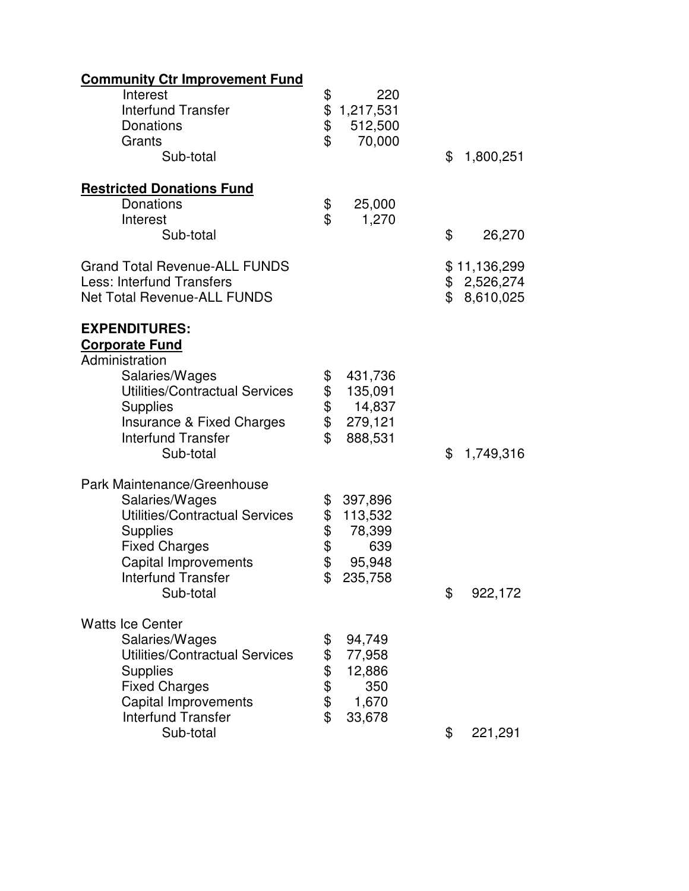**Community Ctr Improvement Fund**

| | | |
|---|---|---|
| Interest | $ 220 | |
| Interfund Transfer | $ 1,217,531 | |
| Donations | $ 512,500 | |
| Grants | $ 70,000 | |
| Sub-total | | $ 1,800,251 |

**Restricted Donations Fund**

| | | |
|---|---|---|
| Donations | $ 25,000 | |
| Interest | $ 1,270 | |
| Sub-total | | $ 26,270 |

| | | |
|---|---|---|
| Grand Total Revenue-ALL FUNDS | | $ 11,136,299 |
| Less: Interfund Transfers | | $ 2,526,274 |
| Net Total Revenue-ALL FUNDS | | $ 8,610,025 |

**EXPENDITURES:**

**Corporate Fund**

Administration

| | | |
|---|---|---|
| Salaries/Wages | $ 431,736 | |
| Utilities/Contractual Services | $ 135,091 | |
| Supplies | $ 14,837 | |
| Insurance & Fixed Charges | $ 279,121 | |
| Interfund Transfer | $ 888,531 | |
| Sub-total | | $ 1,749,316 |

Park Maintenance/Greenhouse

| | | |
|---|---|---|
| Salaries/Wages | $ 397,896 | |
| Utilities/Contractual Services | $ 113,532 | |
| Supplies | $ 78,399 | |
| Fixed Charges | $ 639 | |
| Capital Improvements | $ 95,948 | |
| Interfund Transfer | $ 235,758 | |
| Sub-total | | $ 922,172 |

Watts Ice Center

| | | |
|---|---|---|
| Salaries/Wages | $ 94,749 | |
| Utilities/Contractual Services | $ 77,958 | |
| Supplies | $ 12,886 | |
| Fixed Charges | $ 350 | |
| Capital Improvements | $ 1,670 | |
| Interfund Transfer | $ 33,678 | |
| Sub-total | | $ 221,291 |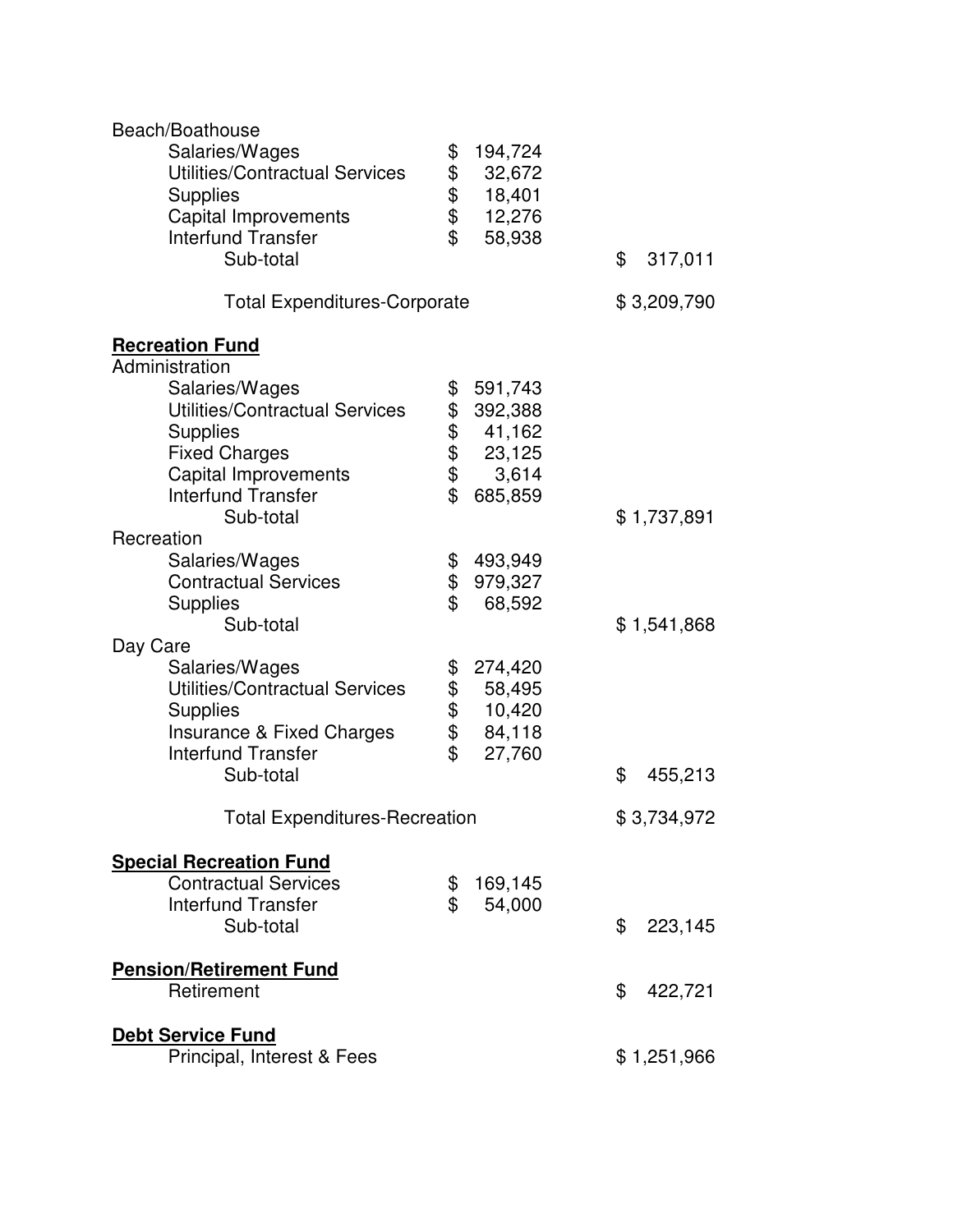| | | |
|---|---|---|
| Beach/Boathouse | | |
| Salaries/Wages | $ 194,724 | |
| Utilities/Contractual Services | $ 32,672 | |
| Supplies | $ 18,401 | |
| Capital Improvements | $ 12,276 | |
| Interfund Transfer | $ 58,938 | |
| Sub-total | | $ 317,011 |
| | | |
| Total Expenditures-Corporate | | $ 3,209,790 |

**Recreation Fund**

| | | |
|---|---|---|
| Administration | | |
| Salaries/Wages | $ 591,743 | |
| Utilities/Contractual Services | $ 392,388 | |
| Supplies | $ 41,162 | |
| Fixed Charges | $ 23,125 | |
| Capital Improvements | $ 3,614 | |
| Interfund Transfer | $ 685,859 | |
| Sub-total | | $ 1,737,891 |
| Recreation | | |
| Salaries/Wages | $ 493,949 | |
| Contractual Services | $ 979,327 | |
| Supplies | $ 68,592 | |
| Sub-total | | $ 1,541,868 |
| Day Care | | |
| Salaries/Wages | $ 274,420 | |
| Utilities/Contractual Services | $ 58,495 | |
| Supplies | $ 10,420 | |
| Insurance & Fixed Charges | $ 84,118 | |
| Interfund Transfer | $ 27,760 | |
| Sub-total | | $ 455,213 |
| | | |
| Total Expenditures-Recreation | | $ 3,734,972 |

**Special Recreation Fund**

| | | |
|---|---|---|
| Contractual Services | $ 169,145 | |
| Interfund Transfer | $ 54,000 | |
| Sub-total | | $ 223,145 |

**Pension/Retirement Fund**

| | | |
|---|---|---|
| Retirement | | $ 422,721 |

**Debt Service Fund**

| | | |
|---|---|---|
| Principal, Interest & Fees | | $ 1,251,966 |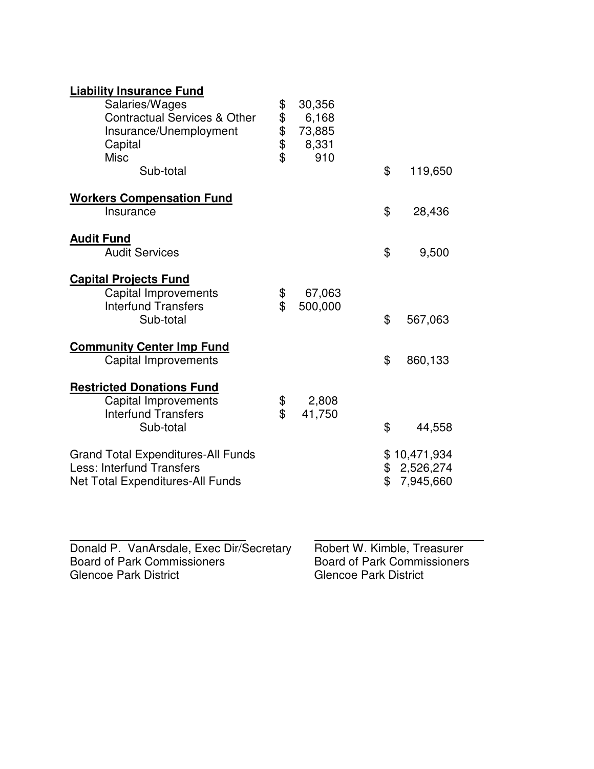| | | |
|---|---|---|
| **Liability Insurance Fund** | | |
| Salaries/Wages | $ 30,356 | |
| Contractual Services & Other | $ 6,168 | |
| Insurance/Unemployment | $ 73,885 | |
| Capital | $ 8,331 | |
| Misc | $ 910 | |
| Sub-total | | $ 119,650 |
| **Workers Compensation Fund** | | |
| Insurance | | $ 28,436 |
| **Audit Fund** | | |
| Audit Services | | $ 9,500 |
| **Capital Projects Fund** | | |
| Capital Improvements | $ 67,063 | |
| Interfund Transfers | $ 500,000 | |
| Sub-total | | $ 567,063 |
| **Community Center Imp Fund** | | |
| Capital Improvements | | $ 860,133 |
| **Restricted Donations Fund** | | |
| Capital Improvements | $ 2,808 | |
| Interfund Transfers | $ 41,750 | |
| Sub-total | | $ 44,558 |
| Grand Total Expenditures-All Funds | | $ 10,471,934 |
| Less: Interfund Transfers | | $ 2,526,274 |
| Net Total Expenditures-All Funds | | $ 7,945,660 |

Donald P. VanArsdale, Exec Dir/Secretary
Board of Park Commissioners
Glencoe Park District

Robert W. Kimble, Treasurer
Board of Park Commissioners
Glencoe Park District